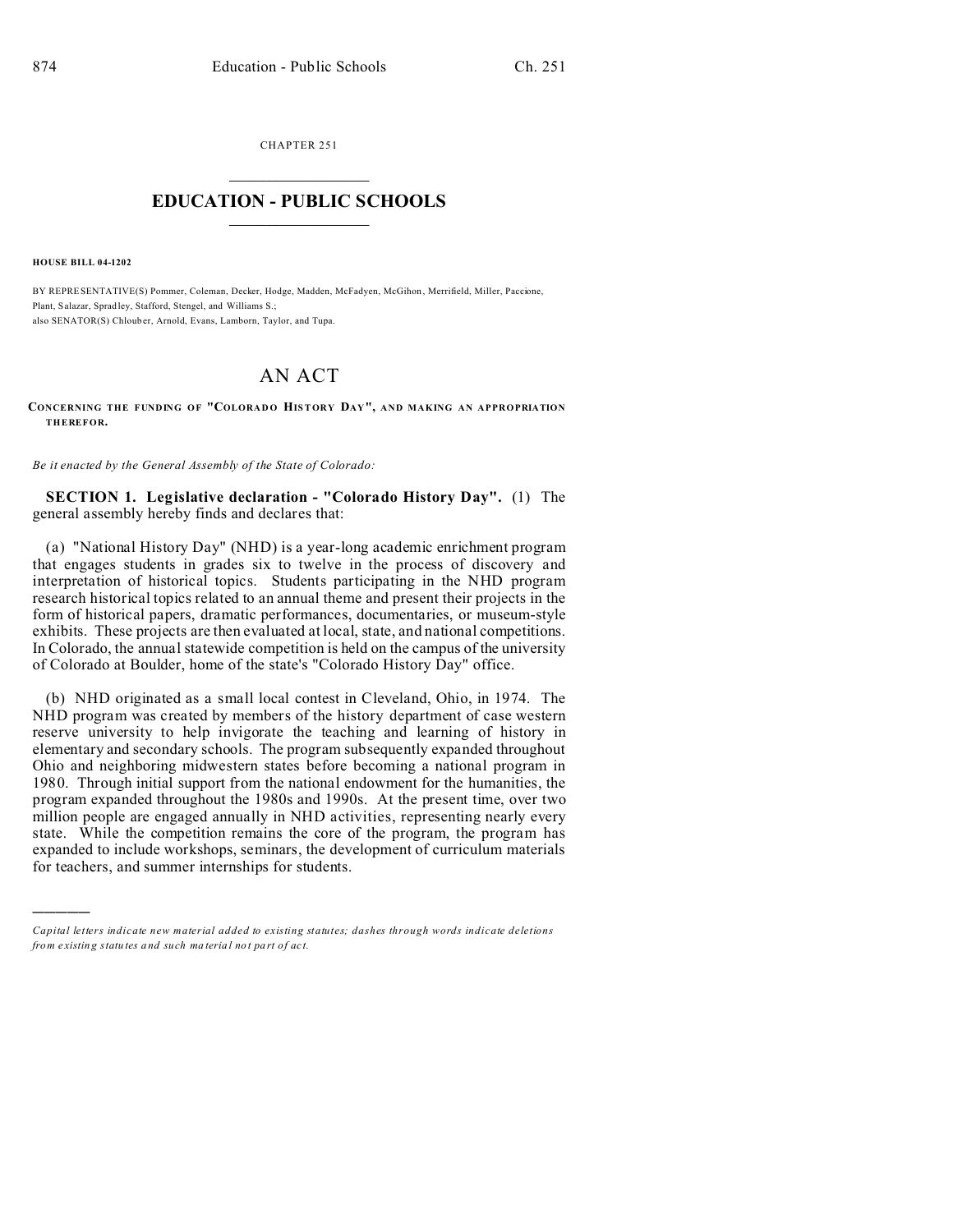CHAPTER 251

# EDUCATION - PUBLIC SCHOOLS

**HOUSE BILL 04-1202**

BY REPRESENTATIVE(S) Pommer, Coleman, Decker, Hodge, Madden, McFadyen, McGihon, Merrifield, Miller, Paccione, Plant, Salazar, Spradley, Stafford, Stengel, and Williams S.;
also SENATOR(S) Chlouber, Arnold, Evans, Lamborn, Taylor, and Tupa.

## AN ACT

**CONCERNING THE FUNDING OF "COLORADO HISTORY DAY", AND MAKING AN APPROPRIATION THEREFOR.**

*Be it enacted by the General Assembly of the State of Colorado:*

**SECTION 1. Legislative declaration - "Colorado History Day".** (1) The general assembly hereby finds and declares that:

(a) "National History Day" (NHD) is a year-long academic enrichment program that engages students in grades six to twelve in the process of discovery and interpretation of historical topics. Students participating in the NHD program research historical topics related to an annual theme and present their projects in the form of historical papers, dramatic performances, documentaries, or museum-style exhibits. These projects are then evaluated at local, state, and national competitions. In Colorado, the annual statewide competition is held on the campus of the university of Colorado at Boulder, home of the state's "Colorado History Day" office.

(b) NHD originated as a small local contest in Cleveland, Ohio, in 1974. The NHD program was created by members of the history department of case western reserve university to help invigorate the teaching and learning of history in elementary and secondary schools. The program subsequently expanded throughout Ohio and neighboring midwestern states before becoming a national program in 1980. Through initial support from the national endowment for the humanities, the program expanded throughout the 1980s and 1990s. At the present time, over two million people are engaged annually in NHD activities, representing nearly every state. While the competition remains the core of the program, the program has expanded to include workshops, seminars, the development of curriculum materials for teachers, and summer internships for students.

---

*Capital letters indicate new material added to existing statutes; dashes through words indicate deletions from existing statutes and such material not part of act.*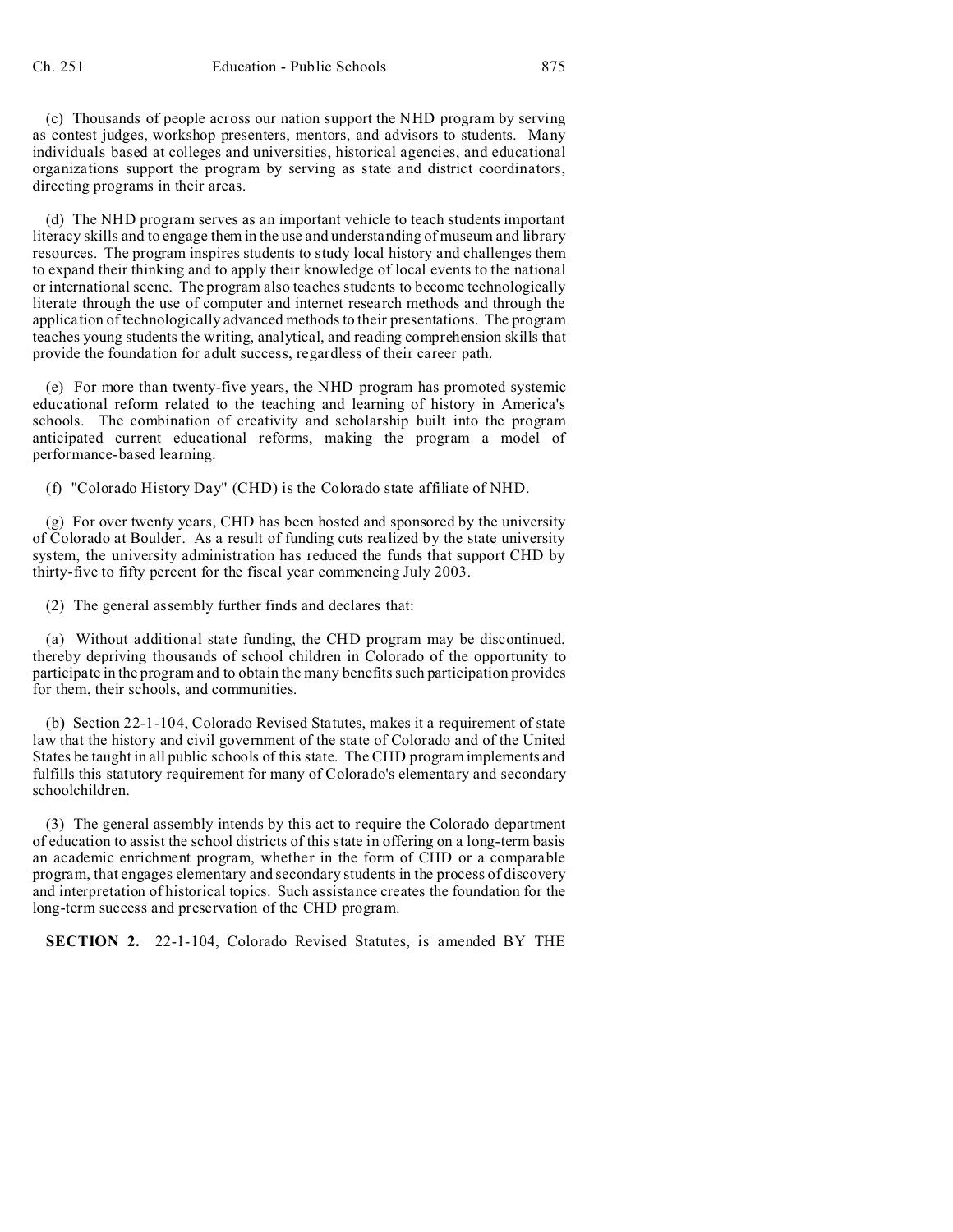(c) Thousands of people across our nation support the NHD program by serving as contest judges, workshop presenters, mentors, and advisors to students. Many individuals based at colleges and universities, historical agencies, and educational organizations support the program by serving as state and district coordinators, directing programs in their areas.

(d) The NHD program serves as an important vehicle to teach students important literacy skills and to engage them in the use and understanding of museum and library resources. The program inspires students to study local history and challenges them to expand their thinking and to apply their knowledge of local events to the national or international scene. The program also teaches students to become technologically literate through the use of computer and internet research methods and through the application of technologically advanced methods to their presentations. The program teaches young students the writing, analytical, and reading comprehension skills that provide the foundation for adult success, regardless of their career path.

(e) For more than twenty-five years, the NHD program has promoted systemic educational reform related to the teaching and learning of history in America's schools. The combination of creativity and scholarship built into the program anticipated current educational reforms, making the program a model of performance-based learning.

(f) "Colorado History Day" (CHD) is the Colorado state affiliate of NHD.

(g) For over twenty years, CHD has been hosted and sponsored by the university of Colorado at Boulder. As a result of funding cuts realized by the state university system, the university administration has reduced the funds that support CHD by thirty-five to fifty percent for the fiscal year commencing July 2003.

(2) The general assembly further finds and declares that:

(a) Without additional state funding, the CHD program may be discontinued, thereby depriving thousands of school children in Colorado of the opportunity to participate in the program and to obtain the many benefits such participation provides for them, their schools, and communities.

(b) Section 22-1-104, Colorado Revised Statutes, makes it a requirement of state law that the history and civil government of the state of Colorado and of the United States be taught in all public schools of this state. The CHD program implements and fulfills this statutory requirement for many of Colorado's elementary and secondary schoolchildren.

(3) The general assembly intends by this act to require the Colorado department of education to assist the school districts of this state in offering on a long-term basis an academic enrichment program, whether in the form of CHD or a comparable program, that engages elementary and secondary students in the process of discovery and interpretation of historical topics. Such assistance creates the foundation for the long-term success and preservation of the CHD program.

**SECTION 2.** 22-1-104, Colorado Revised Statutes, is amended BY THE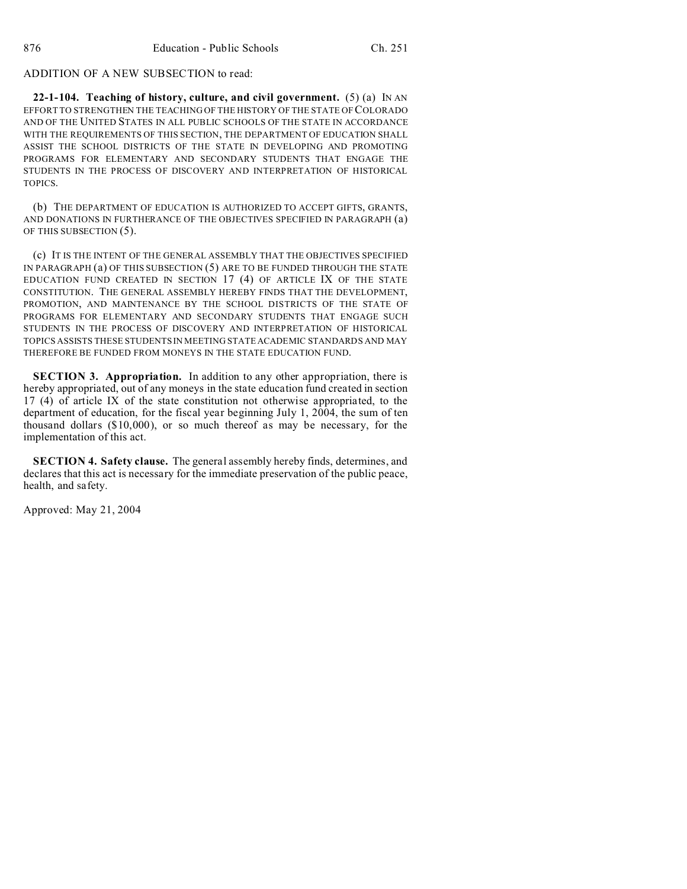ADDITION OF A NEW SUBSECTION to read:

**22-1-104. Teaching of history, culture, and civil government.** (5) (a) IN AN EFFORT TO STRENGTHEN THE TEACHING OF THE HISTORY OF THE STATE OF COLORADO AND OF THE UNITED STATES IN ALL PUBLIC SCHOOLS OF THE STATE IN ACCORDANCE WITH THE REQUIREMENTS OF THIS SECTION, THE DEPARTMENT OF EDUCATION SHALL ASSIST THE SCHOOL DISTRICTS OF THE STATE IN DEVELOPING AND PROMOTING PROGRAMS FOR ELEMENTARY AND SECONDARY STUDENTS THAT ENGAGE THE STUDENTS IN THE PROCESS OF DISCOVERY AND INTERPRETATION OF HISTORICAL TOPICS.

(b) THE DEPARTMENT OF EDUCATION IS AUTHORIZED TO ACCEPT GIFTS, GRANTS, AND DONATIONS IN FURTHERANCE OF THE OBJECTIVES SPECIFIED IN PARAGRAPH (a) OF THIS SUBSECTION (5).

(c) IT IS THE INTENT OF THE GENERAL ASSEMBLY THAT THE OBJECTIVES SPECIFIED IN PARAGRAPH (a) OF THIS SUBSECTION (5) ARE TO BE FUNDED THROUGH THE STATE EDUCATION FUND CREATED IN SECTION 17 (4) OF ARTICLE IX OF THE STATE CONSTITUTION. THE GENERAL ASSEMBLY HEREBY FINDS THAT THE DEVELOPMENT, PROMOTION, AND MAINTENANCE BY THE SCHOOL DISTRICTS OF THE STATE OF PROGRAMS FOR ELEMENTARY AND SECONDARY STUDENTS THAT ENGAGE SUCH STUDENTS IN THE PROCESS OF DISCOVERY AND INTERPRETATION OF HISTORICAL TOPICS ASSISTS THESE STUDENTS IN MEETING STATE ACADEMIC STANDARDS AND MAY THEREFORE BE FUNDED FROM MONEYS IN THE STATE EDUCATION FUND.

**SECTION 3. Appropriation.** In addition to any other appropriation, there is hereby appropriated, out of any moneys in the state education fund created in section 17 (4) of article IX of the state constitution not otherwise appropriated, to the department of education, for the fiscal year beginning July 1, 2004, the sum of ten thousand dollars ($10,000), or so much thereof as may be necessary, for the implementation of this act.

**SECTION 4. Safety clause.** The general assembly hereby finds, determines, and declares that this act is necessary for the immediate preservation of the public peace, health, and safety.

Approved: May 21, 2004